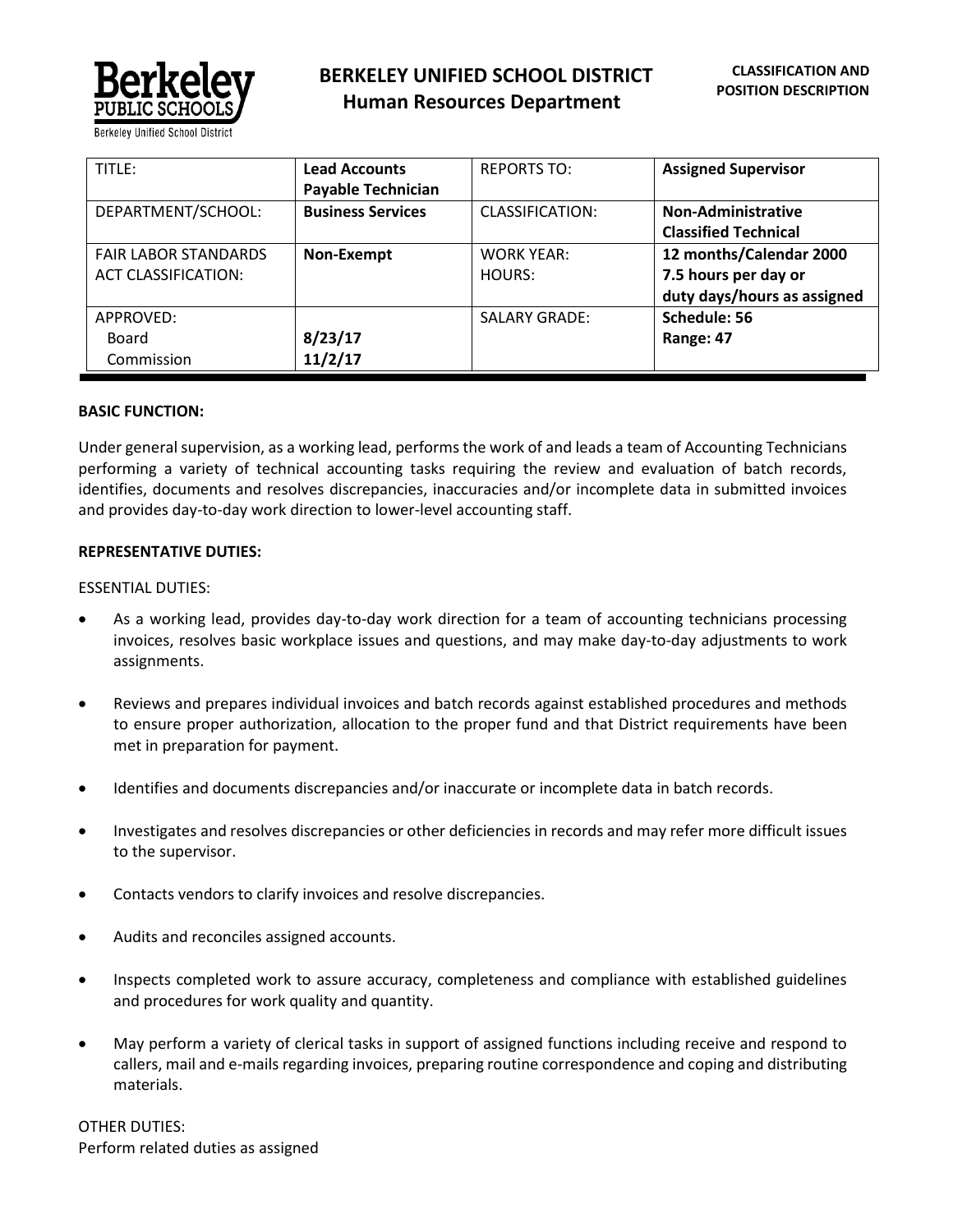# BERKELEY UNIFIED SCHOOL DISTRICT
## Human Resources Department

**CLASSIFICATION AND POSITION DESCRIPTION**

| TITLE: | **Lead Accounts Payable Technician** | REPORTS TO: | **Assigned Supervisor** |
|---|---|---|---|
| DEPARTMENT/SCHOOL: | **Business Services** | CLASSIFICATION: | **Non-Administrative Classified Technical** |
| FAIR LABOR STANDARDS ACT CLASSIFICATION: | **Non-Exempt** | WORK YEAR: HOURS: | **12 months/Calendar 2000 7.5 hours per day or duty days/hours as assigned** |
| APPROVED: Board Commission | **8/23/17 11/2/17** | SALARY GRADE: | **Schedule: 56 Range: 47** |

**BASIC FUNCTION:**

Under general supervision, as a working lead, performs the work of and leads a team of Accounting Technicians performing a variety of technical accounting tasks requiring the review and evaluation of batch records, identifies, documents and resolves discrepancies, inaccuracies and/or incomplete data in submitted invoices and provides day-to-day work direction to lower-level accounting staff.

**REPRESENTATIVE DUTIES:**

ESSENTIAL DUTIES:

- As a working lead, provides day-to-day work direction for a team of accounting technicians processing invoices, resolves basic workplace issues and questions, and may make day-to-day adjustments to work assignments.
- Reviews and prepares individual invoices and batch records against established procedures and methods to ensure proper authorization, allocation to the proper fund and that District requirements have been met in preparation for payment.
- Identifies and documents discrepancies and/or inaccurate or incomplete data in batch records.
- Investigates and resolves discrepancies or other deficiencies in records and may refer more difficult issues to the supervisor.
- Contacts vendors to clarify invoices and resolve discrepancies.
- Audits and reconciles assigned accounts.
- Inspects completed work to assure accuracy, completeness and compliance with established guidelines and procedures for work quality and quantity.
- May perform a variety of clerical tasks in support of assigned functions including receive and respond to callers, mail and e-mails regarding invoices, preparing routine correspondence and coping and distributing materials.

OTHER DUTIES:
Perform related duties as assigned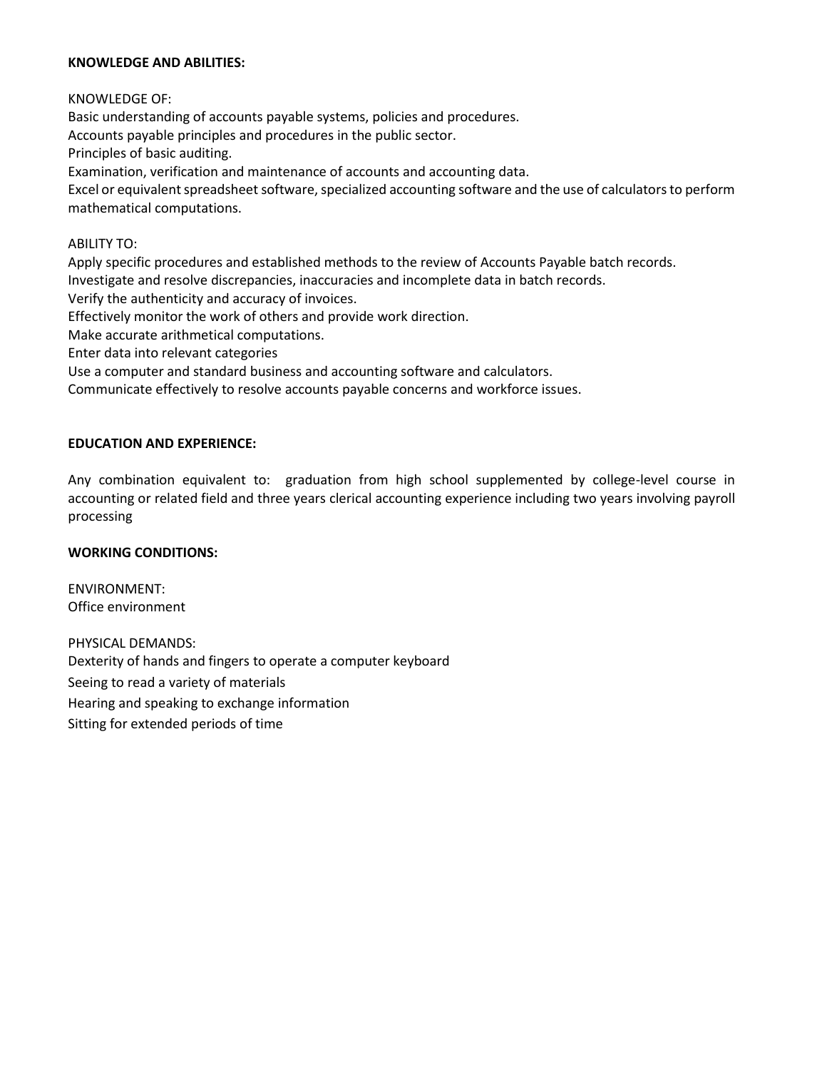**KNOWLEDGE AND ABILITIES:**

KNOWLEDGE OF:

Basic understanding of accounts payable systems, policies and procedures.
Accounts payable principles and procedures in the public sector.
Principles of basic auditing.
Examination, verification and maintenance of accounts and accounting data.
Excel or equivalent spreadsheet software, specialized accounting software and the use of calculators to perform mathematical computations.

ABILITY TO:

Apply specific procedures and established methods to the review of Accounts Payable batch records.
Investigate and resolve discrepancies, inaccuracies and incomplete data in batch records.
Verify the authenticity and accuracy of invoices.
Effectively monitor the work of others and provide work direction.
Make accurate arithmetical computations.
Enter data into relevant categories
Use a computer and standard business and accounting software and calculators.
Communicate effectively to resolve accounts payable concerns and workforce issues.

**EDUCATION AND EXPERIENCE:**

Any combination equivalent to: graduation from high school supplemented by college-level course in accounting or related field and three years clerical accounting experience including two years involving payroll processing

**WORKING CONDITIONS:**

ENVIRONMENT:
Office environment

PHYSICAL DEMANDS:
Dexterity of hands and fingers to operate a computer keyboard
Seeing to read a variety of materials
Hearing and speaking to exchange information
Sitting for extended periods of time